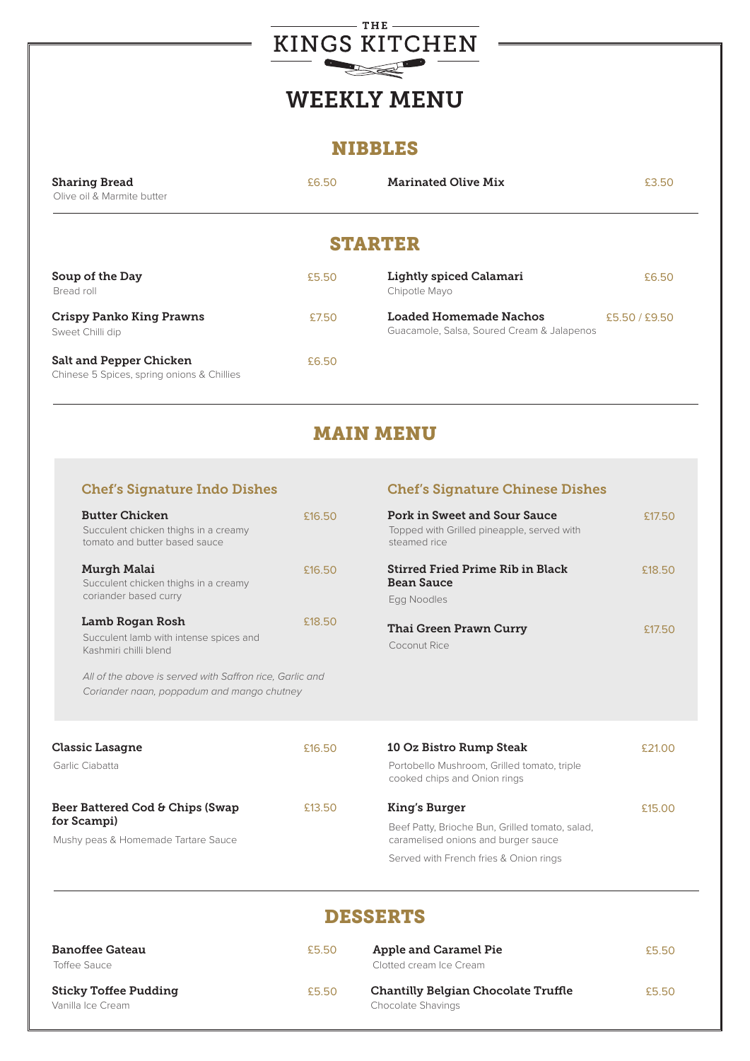# THE KINGS KITCHEN

# WEEKLY MENU

## NIBBLES

**Sharing Bread** £6.50
Olive oil & Marmite butter

**Marinated Olive Mix** £3.50

## STARTER

**Soup of the Day** £5.50
Bread roll

**Crispy Panko King Prawns** £7.50
Sweet Chilli dip

**Salt and Pepper Chicken** £6.50
Chinese 5 Spices, spring onions & Chillies

**Lightly spiced Calamari** £6.50
Chipotle Mayo

**Loaded Homemade Nachos** £5.50 / £9.50
Guacamole, Salsa, Soured Cream & Jalapenos

## MAIN MENU

### Chef's Signature Indo Dishes

**Butter Chicken** £16.50
Succulent chicken thighs in a creamy tomato and butter based sauce

**Murgh Malai** £16.50
Succulent chicken thighs in a creamy coriander based curry

**Lamb Rogan Rosh** £18.50
Succulent lamb with intense spices and Kashmiri chilli blend

*All of the above is served with Saffron rice, Garlic and Coriander naan, poppadum and mango chutney*

### Chef's Signature Chinese Dishes

**Pork in Sweet and Sour Sauce** £17.50
Topped with Grilled pineapple, served with steamed rice

**Stirred Fried Prime Rib in Black Bean Sauce** £18.50
Egg Noodles

**Thai Green Prawn Curry** £17.50
Coconut Rice

**Classic Lasagne** £16.50
Garlic Ciabatta

**Beer Battered Cod & Chips (Swap for Scampi)** £13.50
Mushy peas & Homemade Tartare Sauce

**10 Oz Bistro Rump Steak** £21.00
Portobello Mushroom, Grilled tomato, triple cooked chips and Onion rings

**King's Burger** £15.00
Beef Patty, Brioche Bun, Grilled tomato, salad, caramelised onions and burger sauce
Served with French fries & Onion rings

## DESSERTS

**Banoffee Gateau** £5.50
Toffee Sauce

**Sticky Toffee Pudding** £5.50
Vanilla Ice Cream

**Apple and Caramel Pie** £5.50
Clotted cream Ice Cream

**Chantilly Belgian Chocolate Truffle** £5.50
Chocolate Shavings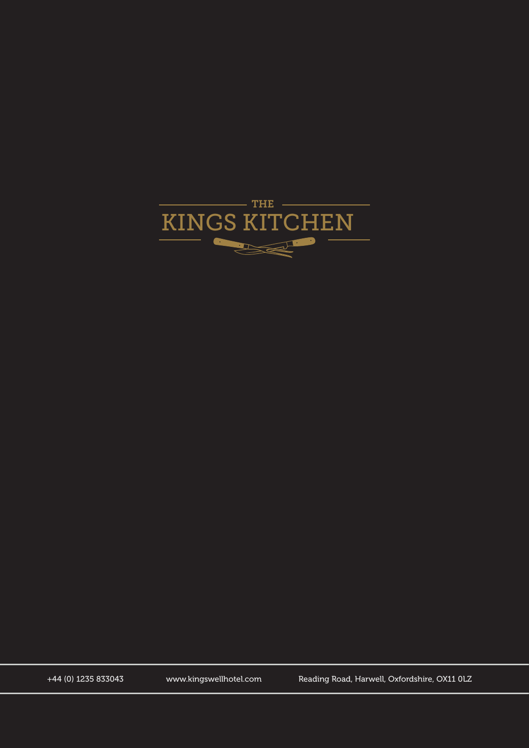THE

# KINGS KITCHEN

+44 (0) 1235 833043 www.kingswellhotel.com Reading Road, Harwell, Oxfordshire, OX11 0LZ